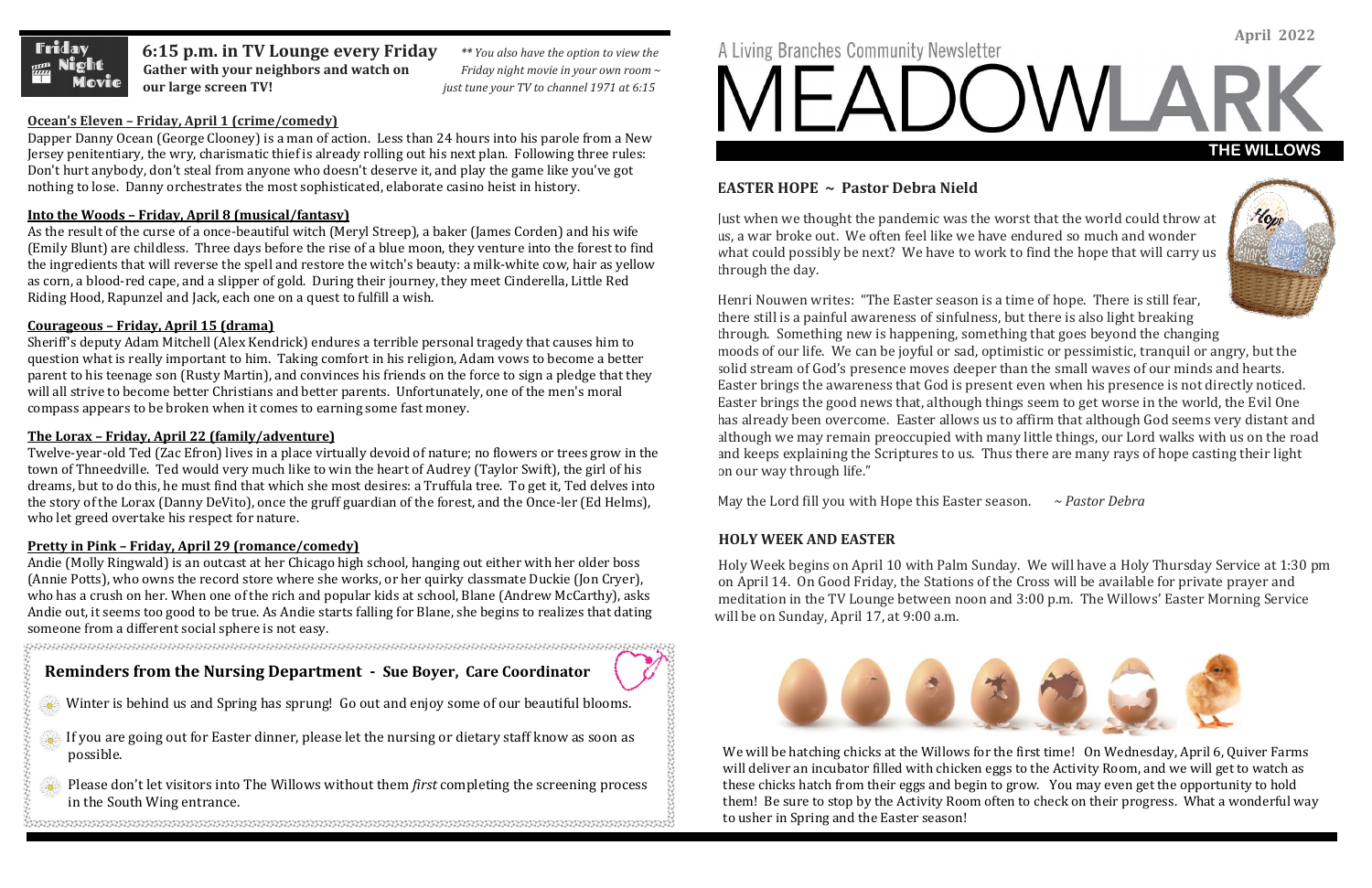# A Living Branches Community Newsletter

# MEADOWLARK

**THE WILLOWS**

**April 2022**

## EASTER HOPE ~ Pastor Debra Nield

Just when we thought the pandemic was the worst that the world could throw at us, a war broke out. We often feel like we have endured so much and wonder what could possibly be next? We have to work to find the hope that will carry us through the day.

Henri Nouwen writes: "The Easter season is a time of hope. There is still fear, there still is a painful awareness of sinfulness, but there is also light breaking through. Something new is happening, something that goes beyond the changing moods of our life. We can be joyful or sad, optimistic or pessimistic, tranquil or angry, but the solid stream of God's presence moves deeper than the small waves of our minds and hearts. Easter brings the awareness that God is present even when his presence is not directly noticed. Easter brings the good news that, although things seem to get worse in the world, the Evil One has already been overcome. Easter allows us to affirm that although God seems very distant and although we may remain preoccupied with many little things, our Lord walks with us on the road and keeps explaining the Scriptures to us. Thus there are many rays of hope casting their light on our way through life."

May the Lord fill you with Hope this Easter season. ~ *Pastor Debra*

## HOLY WEEK AND EASTER

Holy Week begins on April 10 with Palm Sunday. We will have a Holy Thursday Service at 1:30 pm on April 14. On Good Friday, the Stations of the Cross will be available for private prayer and meditation in the TV Lounge between noon and 3:00 p.m. The Willows' Easter Morning Service will be on Sunday, April 17, at 9:00 a.m.

We will be hatching chicks at the Willows for the first time! On Wednesday, April 6, Quiver Farms will deliver an incubator filled with chicken eggs to the Activity Room, and we will get to watch as these chicks hatch from their eggs and begin to grow. You may even get the opportunity to hold them! Be sure to stop by the Activity Room often to check on their progress. What a wonderful way to usher in Spring and the Easter season!

## Friday Night Movie

**6:15 p.m. in TV Lounge every Friday**
**Gather with your neighbors and watch on our large screen TV!**

*** You also have the option to view the Friday night movie in your own room ~ just tune your TV to channel 1971 at 6:15*

### Ocean's Eleven – Friday, April 1 (crime/comedy)

Dapper Danny Ocean (George Clooney) is a man of action. Less than 24 hours into his parole from a New Jersey penitentiary, the wry, charismatic thief is already rolling out his next plan. Following three rules: Don't hurt anybody, don't steal from anyone who doesn't deserve it, and play the game like you've got nothing to lose. Danny orchestrates the most sophisticated, elaborate casino heist in history.

### Into the Woods – Friday, April 8 (musical/fantasy)

As the result of the curse of a once-beautiful witch (Meryl Streep), a baker (James Corden) and his wife (Emily Blunt) are childless. Three days before the rise of a blue moon, they venture into the forest to find the ingredients that will reverse the spell and restore the witch's beauty: a milk-white cow, hair as yellow as corn, a blood-red cape, and a slipper of gold. During their journey, they meet Cinderella, Little Red Riding Hood, Rapunzel and Jack, each one on a quest to fulfill a wish.

### Courageous – Friday, April 15 (drama)

Sheriff's deputy Adam Mitchell (Alex Kendrick) endures a terrible personal tragedy that causes him to question what is really important to him. Taking comfort in his religion, Adam vows to become a better parent to his teenage son (Rusty Martin), and convinces his friends on the force to sign a pledge that they will all strive to become better Christians and better parents. Unfortunately, one of the men's moral compass appears to be broken when it comes to earning some fast money.

### The Lorax – Friday, April 22 (family/adventure)

Twelve-year-old Ted (Zac Efron) lives in a place virtually devoid of nature; no flowers or trees grow in the town of Thneedville. Ted would very much like to win the heart of Audrey (Taylor Swift), the girl of his dreams, but to do this, he must find that which she most desires: a Truffula tree. To get it, Ted delves into the story of the Lorax (Danny DeVito), once the gruff guardian of the forest, and the Once-ler (Ed Helms), who let greed overtake his respect for nature.

### Pretty in Pink – Friday, April 29 (romance/comedy)

Andie (Molly Ringwald) is an outcast at her Chicago high school, hanging out either with her older boss (Annie Potts), who owns the record store where she works, or her quirky classmate Duckie (Jon Cryer), who has a crush on her. When one of the rich and popular kids at school, Blane (Andrew McCarthy), asks Andie out, it seems too good to be true. As Andie starts falling for Blane, she begins to realizes that dating someone from a different social sphere is not easy.

## Reminders from the Nursing Department - Sue Boyer, Care Coordinator

- Winter is behind us and Spring has sprung! Go out and enjoy some of our beautiful blooms.
- If you are going out for Easter dinner, please let the nursing or dietary staff know as soon as possible.
- Please don't let visitors into The Willows without them *first* completing the screening process in the South Wing entrance.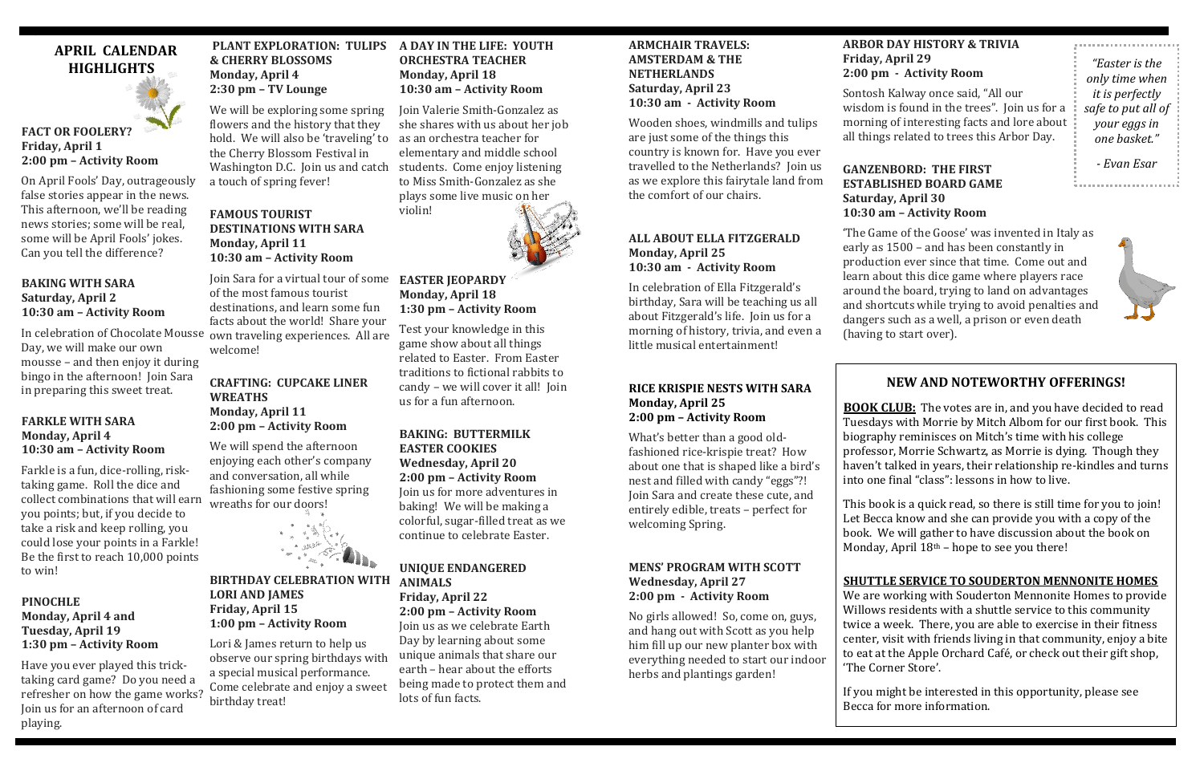# APRIL CALENDAR HIGHLIGHTS

**FACT OR FOOLERY?**
**Friday, April 1**
**2:00 pm – Activity Room**

On April Fools' Day, outrageously false stories appear in the news. This afternoon, we'll be reading news stories; some will be real, some will be April Fools' jokes. Can you tell the difference?

**BAKING WITH SARA**
**Saturday, April 2**
**10:30 am – Activity Room**

In celebration of Chocolate Mousse Day, we will make our own mousse – and then enjoy it during bingo in the afternoon! Join Sara in preparing this sweet treat.

**FARKLE WITH SARA**
**Monday, April 4**
**10:30 am – Activity Room**

Farkle is a fun, dice-rolling, risk-taking game. Roll the dice and collect combinations that will earn you points; but, if you decide to take a risk and keep rolling, you could lose your points in a Farkle! Be the first to reach 10,000 points to win!

**PINOCHLE**
**Monday, April 4 and Tuesday, April 19**
**1:30 pm – Activity Room**

Have you ever played this trick-taking card game? Do you need a refresher on how the game works? Join us for an afternoon of card playing.

**PLANT EXPLORATION: TULIPS & CHERRY BLOSSOMS**
**Monday, April 4**
**2:30 pm – TV Lounge**

We will be exploring some spring flowers and the history that they hold. We will also be 'traveling' to the Cherry Blossom Festival in Washington D.C. Join us and catch a touch of spring fever!

**FAMOUS TOURIST DESTINATIONS WITH SARA**
**Monday, April 11**
**10:30 am – Activity Room**

Join Sara for a virtual tour of some of the most famous tourist destinations, and learn some fun facts about the world! Share your own traveling experiences. All are welcome!

**CRAFTING: CUPCAKE LINER WREATHS**
**Monday, April 11**
**2:00 pm – Activity Room**

We will spend the afternoon enjoying each other's company and conversation, all while fashioning some festive spring wreaths for our doors!

**BIRTHDAY CELEBRATION WITH LORI AND JAMES**
**Friday, April 15**
**1:00 pm – Activity Room**

Lori & James return to help us observe our spring birthdays with a special musical performance. Come celebrate and enjoy a sweet birthday treat!

**A DAY IN THE LIFE: YOUTH ORCHESTRA TEACHER**
**Monday, April 18**
**10:30 am – Activity Room**

Join Valerie Smith-Gonzalez as she shares with us about her job as an orchestra teacher for elementary and middle school students. Come enjoy listening to Miss Smith-Gonzalez as she plays some live music on her violin!

**EASTER JEOPARDY**
**Monday, April 18**
**1:30 pm – Activity Room**

Test your knowledge in this game show about all things related to Easter. From Easter traditions to fictional rabbits to candy – we will cover it all! Join us for a fun afternoon.

**BAKING: BUTTERMILK EASTER COOKIES**
**Wednesday, April 20**
**2:00 pm – Activity Room**

Join us for more adventures in baking! We will be making a colorful, sugar-filled treat as we continue to celebrate Easter.

**UNIQUE ENDANGERED ANIMALS**
**Friday, April 22**
**2:00 pm – Activity Room**

Join us as we celebrate Earth Day by learning about some unique animals that share our earth – hear about the efforts being made to protect them and lots of fun facts.

**ARMCHAIR TRAVELS: AMSTERDAM & THE NETHERLANDS**
**Saturday, April 23**
**10:30 am - Activity Room**

Wooden shoes, windmills and tulips are just some of the things this country is known for. Have you ever travelled to the Netherlands? Join us as we explore this fairytale land from the comfort of our chairs.

**ALL ABOUT ELLA FITZGERALD**
**Monday, April 25**
**10:30 am - Activity Room**

In celebration of Ella Fitzgerald's birthday, Sara will be teaching us all about Fitzgerald's life. Join us for a morning of history, trivia, and even a little musical entertainment!

**RICE KRISPIE NESTS WITH SARA**
**Monday, April 25**
**2:00 pm – Activity Room**

What's better than a good old-fashioned rice-krispie treat? How about one that is shaped like a bird's nest and filled with candy "eggs"?! Join Sara and create these cute, and entirely edible, treats – perfect for welcoming Spring.

**MENS' PROGRAM WITH SCOTT**
**Wednesday, April 27**
**2:00 pm - Activity Room**

No girls allowed! So, come on, guys, and hang out with Scott as you help him fill up our new planter box with everything needed to start our indoor herbs and plantings garden!

**ARBOR DAY HISTORY & TRIVIA**
**Friday, April 29**
**2:00 pm - Activity Room**

Sontosh Kalway once said, "All our wisdom is found in the trees". Join us for a morning of interesting facts and lore about all things related to trees this Arbor Day.

*"Easter is the only time when it is perfectly safe to put all of your eggs in one basket."*

*- Evan Esar*

**GANZENBORD: THE FIRST ESTABLISHED BOARD GAME**
**Saturday, April 30**
**10:30 am – Activity Room**

'The Game of the Goose' was invented in Italy as early as 1500 – and has been constantly in production ever since that time. Come out and learn about this dice game where players race around the board, trying to land on advantages and shortcuts while trying to avoid penalties and dangers such as a well, a prison or even death (having to start over).

## NEW AND NOTEWORTHY OFFERINGS!

**BOOK CLUB:** The votes are in, and you have decided to read Tuesdays with Morrie by Mitch Albom for our first book. This biography reminisces on Mitch's time with his college professor, Morrie Schwartz, as Morrie is dying. Though they haven't talked in years, their relationship re-kindles and turns into one final "class": lessons in how to live.

This book is a quick read, so there is still time for you to join! Let Becca know and she can provide you with a copy of the book. We will gather to have discussion about the book on Monday, April 18th – hope to see you there!

**SHUTTLE SERVICE TO SOUDERTON MENNONITE HOMES**

We are working with Souderton Mennonite Homes to provide Willows residents with a shuttle service to this community twice a week. There, you are able to exercise in their fitness center, visit with friends living in that community, enjoy a bite to eat at the Apple Orchard Café, or check out their gift shop, 'The Corner Store'.

If you might be interested in this opportunity, please see Becca for more information.